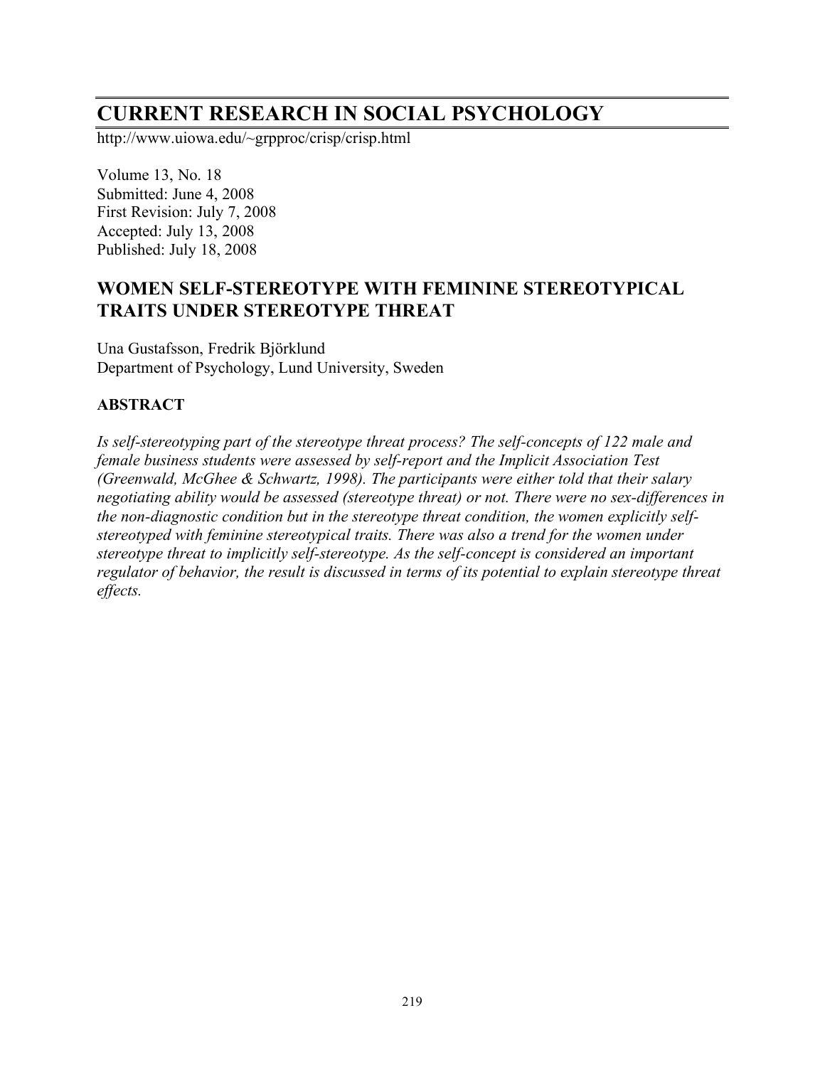# CURRENT RESEARCH IN SOCIAL PSYCHOLOGY

http://www.uiowa.edu/~grpproc/crisp/crisp.html

Volume 13, No. 18
Submitted: June 4, 2008
First Revision: July 7, 2008
Accepted: July 13, 2008
Published: July 18, 2008

## WOMEN SELF-STEREOTYPE WITH FEMININE STEREOTYPICAL TRAITS UNDER STEREOTYPE THREAT

Una Gustafsson, Fredrik Björklund
Department of Psychology, Lund University, Sweden

### ABSTRACT

*Is self-stereotyping part of the stereotype threat process? The self-concepts of 122 male and female business students were assessed by self-report and the Implicit Association Test (Greenwald, McGhee & Schwartz, 1998). The participants were either told that their salary negotiating ability would be assessed (stereotype threat) or not. There were no sex-differences in the non-diagnostic condition but in the stereotype threat condition, the women explicitly self-stereotyped with feminine stereotypical traits. There was also a trend for the women under stereotype threat to implicitly self-stereotype. As the self-concept is considered an important regulator of behavior, the result is discussed in terms of its potential to explain stereotype threat effects.*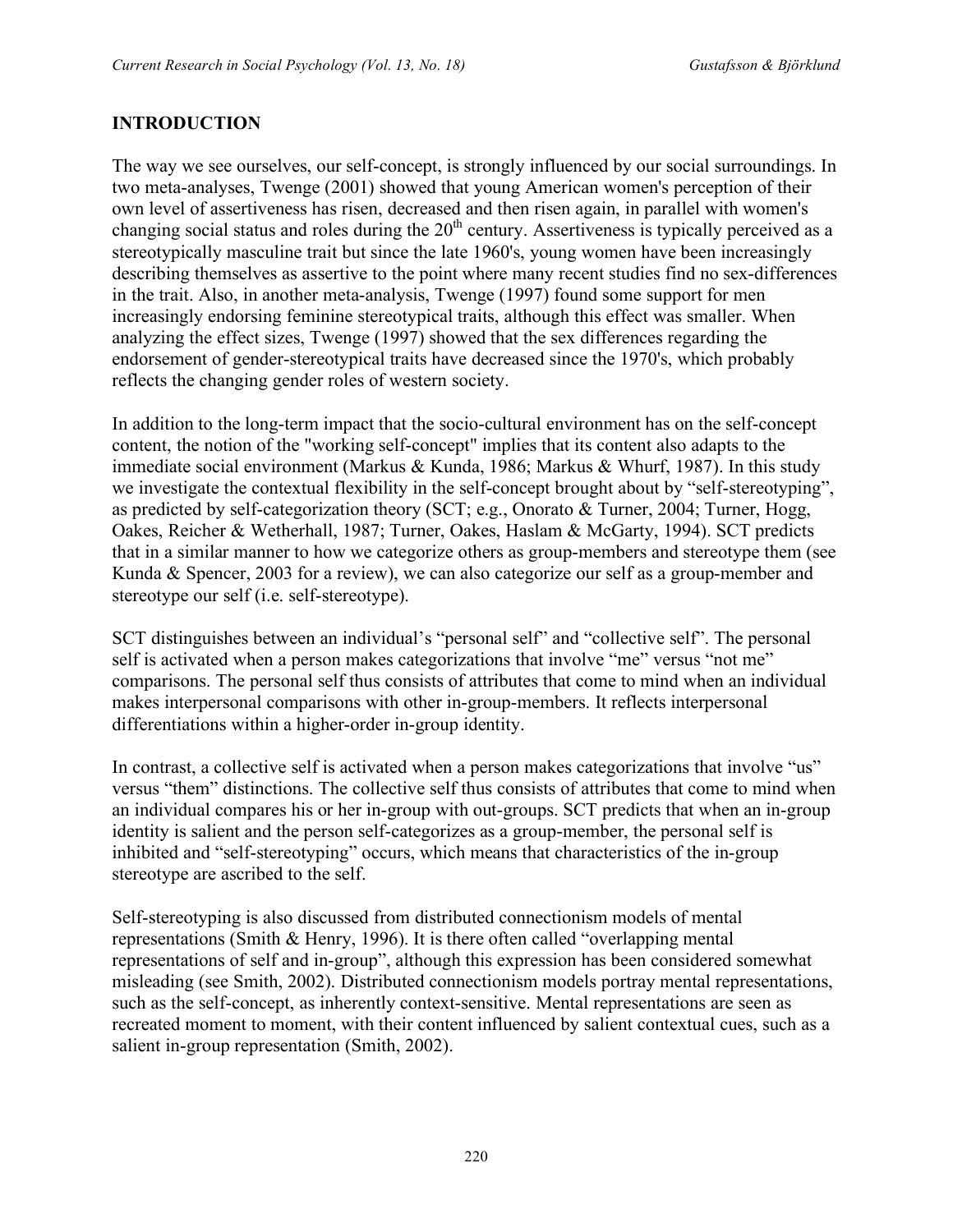## INTRODUCTION

The way we see ourselves, our self-concept, is strongly influenced by our social surroundings. In two meta-analyses, Twenge (2001) showed that young American women's perception of their own level of assertiveness has risen, decreased and then risen again, in parallel with women's changing social status and roles during the 20th century. Assertiveness is typically perceived as a stereotypically masculine trait but since the late 1960's, young women have been increasingly describing themselves as assertive to the point where many recent studies find no sex-differences in the trait. Also, in another meta-analysis, Twenge (1997) found some support for men increasingly endorsing feminine stereotypical traits, although this effect was smaller. When analyzing the effect sizes, Twenge (1997) showed that the sex differences regarding the endorsement of gender-stereotypical traits have decreased since the 1970's, which probably reflects the changing gender roles of western society.

In addition to the long-term impact that the socio-cultural environment has on the self-concept content, the notion of the "working self-concept" implies that its content also adapts to the immediate social environment (Markus & Kunda, 1986; Markus & Whurf, 1987). In this study we investigate the contextual flexibility in the self-concept brought about by "self-stereotyping", as predicted by self-categorization theory (SCT; e.g., Onorato & Turner, 2004; Turner, Hogg, Oakes, Reicher & Wetherhall, 1987; Turner, Oakes, Haslam & McGarty, 1994). SCT predicts that in a similar manner to how we categorize others as group-members and stereotype them (see Kunda & Spencer, 2003 for a review), we can also categorize our self as a group-member and stereotype our self (i.e. self-stereotype).

SCT distinguishes between an individual's "personal self" and "collective self". The personal self is activated when a person makes categorizations that involve "me" versus "not me" comparisons. The personal self thus consists of attributes that come to mind when an individual makes interpersonal comparisons with other in-group-members. It reflects interpersonal differentiations within a higher-order in-group identity.

In contrast, a collective self is activated when a person makes categorizations that involve "us" versus "them" distinctions. The collective self thus consists of attributes that come to mind when an individual compares his or her in-group with out-groups. SCT predicts that when an in-group identity is salient and the person self-categorizes as a group-member, the personal self is inhibited and "self-stereotyping" occurs, which means that characteristics of the in-group stereotype are ascribed to the self.

Self-stereotyping is also discussed from distributed connectionism models of mental representations (Smith & Henry, 1996). It is there often called "overlapping mental representations of self and in-group", although this expression has been considered somewhat misleading (see Smith, 2002). Distributed connectionism models portray mental representations, such as the self-concept, as inherently context-sensitive. Mental representations are seen as recreated moment to moment, with their content influenced by salient contextual cues, such as a salient in-group representation (Smith, 2002).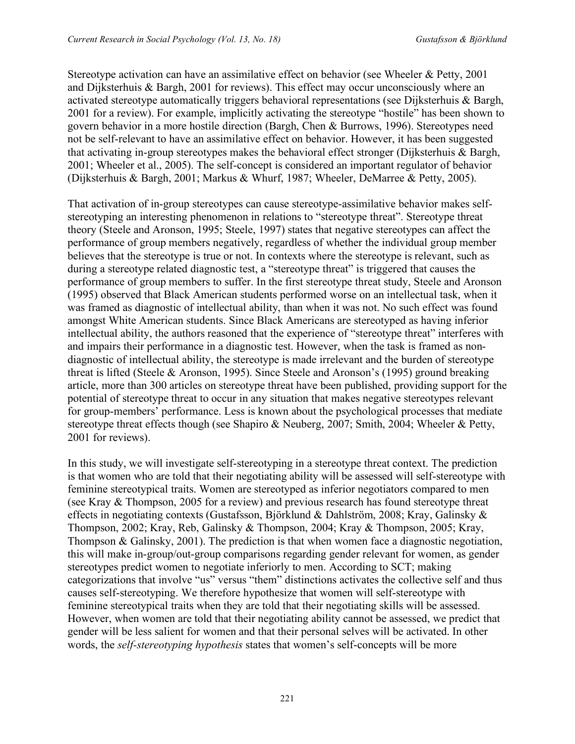Stereotype activation can have an assimilative effect on behavior (see Wheeler & Petty, 2001 and Dijksterhuis & Bargh, 2001 for reviews). This effect may occur unconsciously where an activated stereotype automatically triggers behavioral representations (see Dijksterhuis & Bargh, 2001 for a review). For example, implicitly activating the stereotype "hostile" has been shown to govern behavior in a more hostile direction (Bargh, Chen & Burrows, 1996). Stereotypes need not be self-relevant to have an assimilative effect on behavior. However, it has been suggested that activating in-group stereotypes makes the behavioral effect stronger (Dijksterhuis & Bargh, 2001; Wheeler et al., 2005). The self-concept is considered an important regulator of behavior (Dijksterhuis & Bargh, 2001; Markus & Whurf, 1987; Wheeler, DeMarree & Petty, 2005).

That activation of in-group stereotypes can cause stereotype-assimilative behavior makes self-stereotyping an interesting phenomenon in relations to "stereotype threat". Stereotype threat theory (Steele and Aronson, 1995; Steele, 1997) states that negative stereotypes can affect the performance of group members negatively, regardless of whether the individual group member believes that the stereotype is true or not. In contexts where the stereotype is relevant, such as during a stereotype related diagnostic test, a "stereotype threat" is triggered that causes the performance of group members to suffer. In the first stereotype threat study, Steele and Aronson (1995) observed that Black American students performed worse on an intellectual task, when it was framed as diagnostic of intellectual ability, than when it was not. No such effect was found amongst White American students. Since Black Americans are stereotyped as having inferior intellectual ability, the authors reasoned that the experience of "stereotype threat" interferes with and impairs their performance in a diagnostic test. However, when the task is framed as non-diagnostic of intellectual ability, the stereotype is made irrelevant and the burden of stereotype threat is lifted (Steele & Aronson, 1995). Since Steele and Aronson's (1995) ground breaking article, more than 300 articles on stereotype threat have been published, providing support for the potential of stereotype threat to occur in any situation that makes negative stereotypes relevant for group-members' performance. Less is known about the psychological processes that mediate stereotype threat effects though (see Shapiro & Neuberg, 2007; Smith, 2004; Wheeler & Petty, 2001 for reviews).

In this study, we will investigate self-stereotyping in a stereotype threat context. The prediction is that women who are told that their negotiating ability will be assessed will self-stereotype with feminine stereotypical traits. Women are stereotyped as inferior negotiators compared to men (see Kray & Thompson, 2005 for a review) and previous research has found stereotype threat effects in negotiating contexts (Gustafsson, Björklund & Dahlström, 2008; Kray, Galinsky & Thompson, 2002; Kray, Reb, Galinsky & Thompson, 2004; Kray & Thompson, 2005; Kray, Thompson & Galinsky, 2001). The prediction is that when women face a diagnostic negotiation, this will make in-group/out-group comparisons regarding gender relevant for women, as gender stereotypes predict women to negotiate inferiorly to men. According to SCT; making categorizations that involve "us" versus "them" distinctions activates the collective self and thus causes self-stereotyping. We therefore hypothesize that women will self-stereotype with feminine stereotypical traits when they are told that their negotiating skills will be assessed. However, when women are told that their negotiating ability cannot be assessed, we predict that gender will be less salient for women and that their personal selves will be activated. In other words, the *self-stereotyping hypothesis* states that women's self-concepts will be more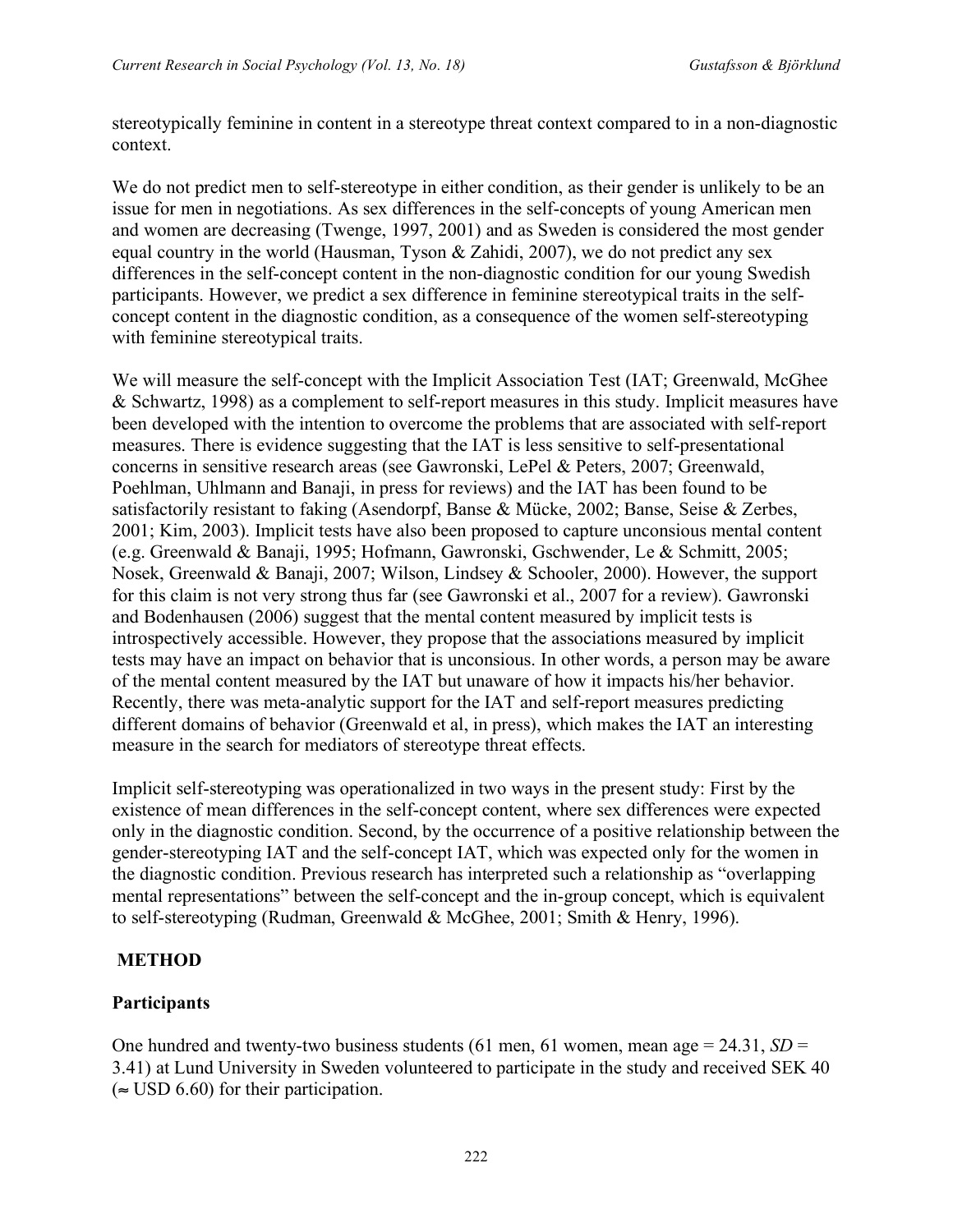stereotypically feminine in content in a stereotype threat context compared to in a non-diagnostic context.

We do not predict men to self-stereotype in either condition, as their gender is unlikely to be an issue for men in negotiations. As sex differences in the self-concepts of young American men and women are decreasing (Twenge, 1997, 2001) and as Sweden is considered the most gender equal country in the world (Hausman, Tyson & Zahidi, 2007), we do not predict any sex differences in the self-concept content in the non-diagnostic condition for our young Swedish participants. However, we predict a sex difference in feminine stereotypical traits in the self-concept content in the diagnostic condition, as a consequence of the women self-stereotyping with feminine stereotypical traits.

We will measure the self-concept with the Implicit Association Test (IAT; Greenwald, McGhee & Schwartz, 1998) as a complement to self-report measures in this study. Implicit measures have been developed with the intention to overcome the problems that are associated with self-report measures. There is evidence suggesting that the IAT is less sensitive to self-presentational concerns in sensitive research areas (see Gawronski, LePel & Peters, 2007; Greenwald, Poehlman, Uhlmann and Banaji, in press for reviews) and the IAT has been found to be satisfactorily resistant to faking (Asendorpf, Banse & Mücke, 2002; Banse, Seise & Zerbes, 2001; Kim, 2003). Implicit tests have also been proposed to capture unconsious mental content (e.g. Greenwald & Banaji, 1995; Hofmann, Gawronski, Gschwender, Le & Schmitt, 2005; Nosek, Greenwald & Banaji, 2007; Wilson, Lindsey & Schooler, 2000). However, the support for this claim is not very strong thus far (see Gawronski et al., 2007 for a review). Gawronski and Bodenhausen (2006) suggest that the mental content measured by implicit tests is introspectively accessible. However, they propose that the associations measured by implicit tests may have an impact on behavior that is unconsious. In other words, a person may be aware of the mental content measured by the IAT but unaware of how it impacts his/her behavior. Recently, there was meta-analytic support for the IAT and self-report measures predicting different domains of behavior (Greenwald et al, in press), which makes the IAT an interesting measure in the search for mediators of stereotype threat effects.

Implicit self-stereotyping was operationalized in two ways in the present study: First by the existence of mean differences in the self-concept content, where sex differences were expected only in the diagnostic condition. Second, by the occurrence of a positive relationship between the gender-stereotyping IAT and the self-concept IAT, which was expected only for the women in the diagnostic condition. Previous research has interpreted such a relationship as "overlapping mental representations" between the self-concept and the in-group concept, which is equivalent to self-stereotyping (Rudman, Greenwald & McGhee, 2001; Smith & Henry, 1996).

## METHOD

### Participants

One hundred and twenty-two business students (61 men, 61 women, mean age = 24.31, *SD* = 3.41) at Lund University in Sweden volunteered to participate in the study and received SEK 40 (≈ USD 6.60) for their participation.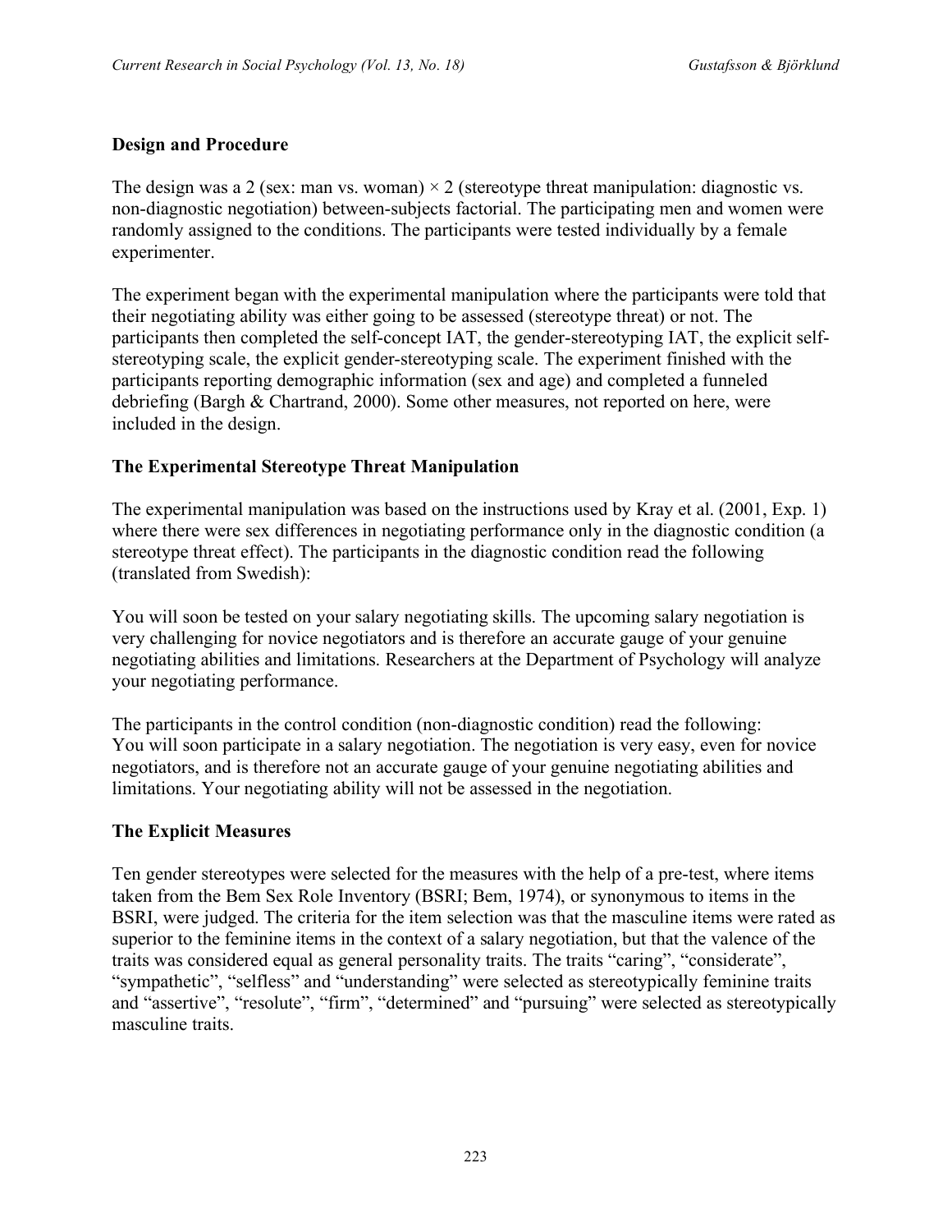## Design and Procedure

The design was a 2 (sex: man vs. woman) × 2 (stereotype threat manipulation: diagnostic vs. non-diagnostic negotiation) between-subjects factorial. The participating men and women were randomly assigned to the conditions. The participants were tested individually by a female experimenter.

The experiment began with the experimental manipulation where the participants were told that their negotiating ability was either going to be assessed (stereotype threat) or not. The participants then completed the self-concept IAT, the gender-stereotyping IAT, the explicit self-stereotyping scale, the explicit gender-stereotyping scale. The experiment finished with the participants reporting demographic information (sex and age) and completed a funneled debriefing (Bargh & Chartrand, 2000). Some other measures, not reported on here, were included in the design.

## The Experimental Stereotype Threat Manipulation

The experimental manipulation was based on the instructions used by Kray et al. (2001, Exp. 1) where there were sex differences in negotiating performance only in the diagnostic condition (a stereotype threat effect). The participants in the diagnostic condition read the following (translated from Swedish):

You will soon be tested on your salary negotiating skills. The upcoming salary negotiation is very challenging for novice negotiators and is therefore an accurate gauge of your genuine negotiating abilities and limitations. Researchers at the Department of Psychology will analyze your negotiating performance.

The participants in the control condition (non-diagnostic condition) read the following:
You will soon participate in a salary negotiation. The negotiation is very easy, even for novice negotiators, and is therefore not an accurate gauge of your genuine negotiating abilities and limitations. Your negotiating ability will not be assessed in the negotiation.

## The Explicit Measures

Ten gender stereotypes were selected for the measures with the help of a pre-test, where items taken from the Bem Sex Role Inventory (BSRI; Bem, 1974), or synonymous to items in the BSRI, were judged. The criteria for the item selection was that the masculine items were rated as superior to the feminine items in the context of a salary negotiation, but that the valence of the traits was considered equal as general personality traits. The traits "caring", "considerate", "sympathetic", "selfless" and "understanding" were selected as stereotypically feminine traits and "assertive", "resolute", "firm", "determined" and "pursuing" were selected as stereotypically masculine traits.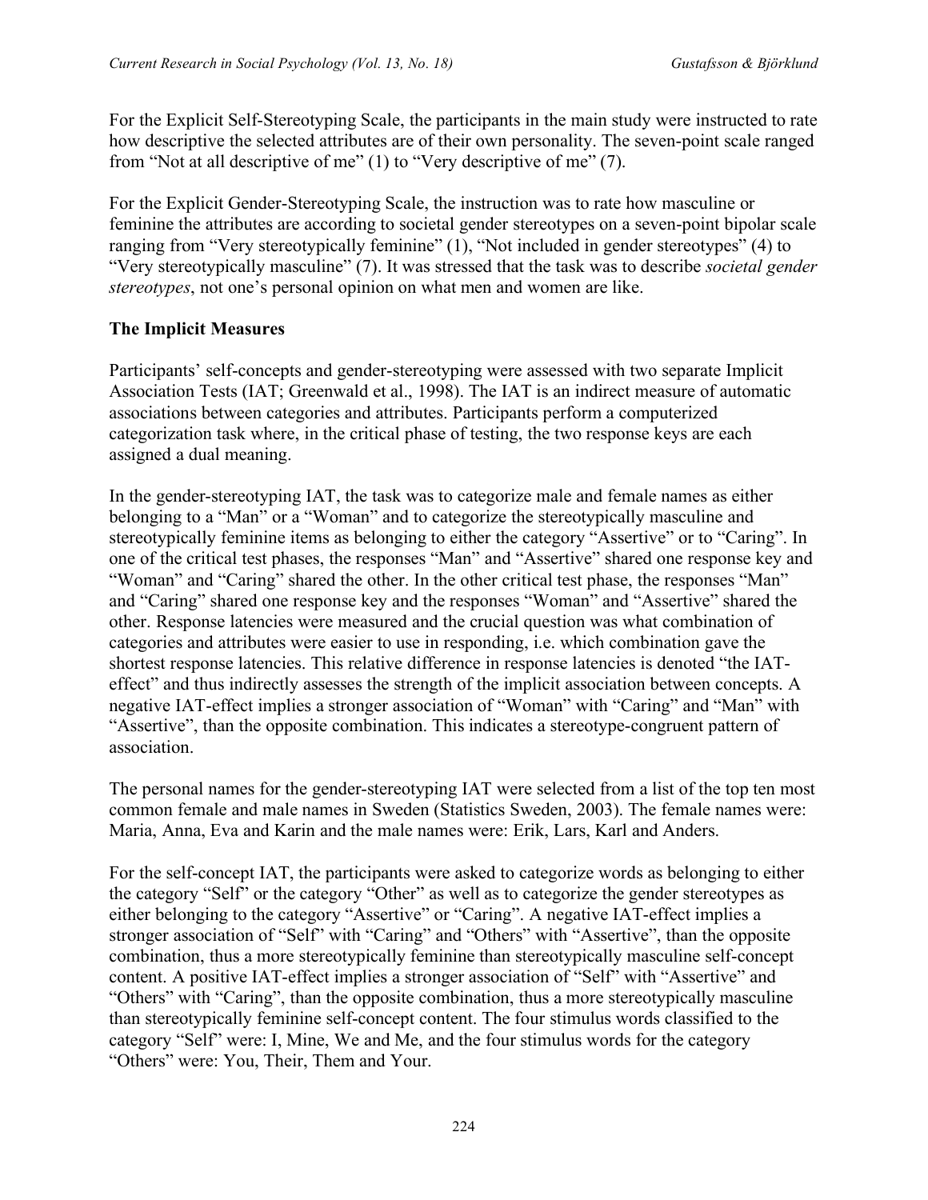For the Explicit Self-Stereotyping Scale, the participants in the main study were instructed to rate how descriptive the selected attributes are of their own personality. The seven-point scale ranged from "Not at all descriptive of me" (1) to "Very descriptive of me" (7).

For the Explicit Gender-Stereotyping Scale, the instruction was to rate how masculine or feminine the attributes are according to societal gender stereotypes on a seven-point bipolar scale ranging from "Very stereotypically feminine" (1), "Not included in gender stereotypes" (4) to "Very stereotypically masculine" (7). It was stressed that the task was to describe *societal gender stereotypes*, not one's personal opinion on what men and women are like.

### The Implicit Measures

Participants' self-concepts and gender-stereotyping were assessed with two separate Implicit Association Tests (IAT; Greenwald et al., 1998). The IAT is an indirect measure of automatic associations between categories and attributes. Participants perform a computerized categorization task where, in the critical phase of testing, the two response keys are each assigned a dual meaning.

In the gender-stereotyping IAT, the task was to categorize male and female names as either belonging to a "Man" or a "Woman" and to categorize the stereotypically masculine and stereotypically feminine items as belonging to either the category "Assertive" or to "Caring". In one of the critical test phases, the responses "Man" and "Assertive" shared one response key and "Woman" and "Caring" shared the other. In the other critical test phase, the responses "Man" and "Caring" shared one response key and the responses "Woman" and "Assertive" shared the other. Response latencies were measured and the crucial question was what combination of categories and attributes were easier to use in responding, i.e. which combination gave the shortest response latencies. This relative difference in response latencies is denoted "the IAT-effect" and thus indirectly assesses the strength of the implicit association between concepts. A negative IAT-effect implies a stronger association of "Woman" with "Caring" and "Man" with "Assertive", than the opposite combination. This indicates a stereotype-congruent pattern of association.

The personal names for the gender-stereotyping IAT were selected from a list of the top ten most common female and male names in Sweden (Statistics Sweden, 2003). The female names were: Maria, Anna, Eva and Karin and the male names were: Erik, Lars, Karl and Anders.

For the self-concept IAT, the participants were asked to categorize words as belonging to either the category "Self" or the category "Other" as well as to categorize the gender stereotypes as either belonging to the category "Assertive" or "Caring". A negative IAT-effect implies a stronger association of "Self" with "Caring" and "Others" with "Assertive", than the opposite combination, thus a more stereotypically feminine than stereotypically masculine self-concept content. A positive IAT-effect implies a stronger association of "Self" with "Assertive" and "Others" with "Caring", than the opposite combination, thus a more stereotypically masculine than stereotypically feminine self-concept content. The four stimulus words classified to the category "Self" were: I, Mine, We and Me, and the four stimulus words for the category "Others" were: You, Their, Them and Your.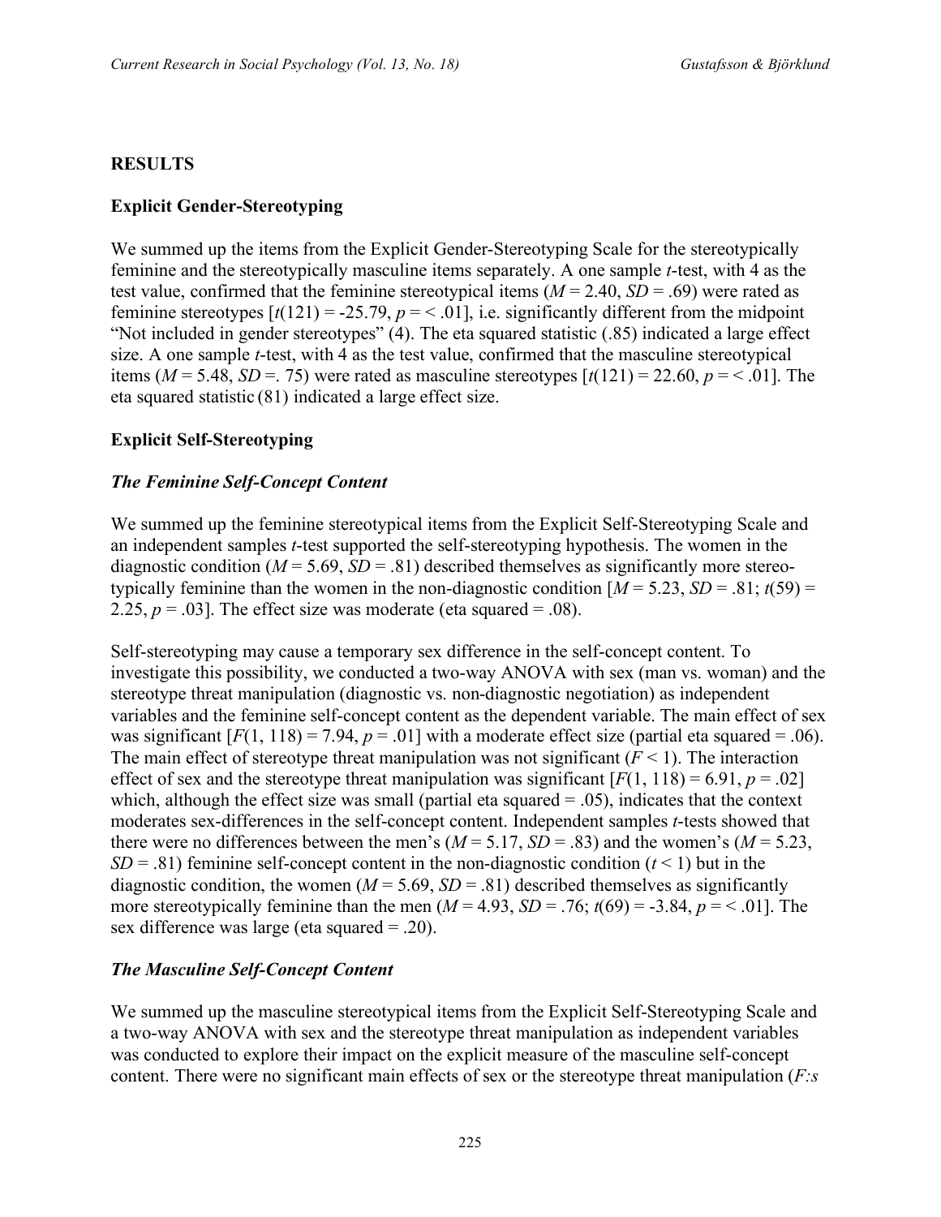## RESULTS

### Explicit Gender-Stereotyping

We summed up the items from the Explicit Gender-Stereotyping Scale for the stereotypically feminine and the stereotypically masculine items separately. A one sample *t*-test, with 4 as the test value, confirmed that the feminine stereotypical items ($M = 2.40$, $SD = .69$) were rated as feminine stereotypes [$t(121) = -25.79$, $p = < .01$], i.e. significantly different from the midpoint "Not included in gender stereotypes" (4). The eta squared statistic (.85) indicated a large effect size. A one sample *t*-test, with 4 as the test value, confirmed that the masculine stereotypical items ($M = 5.48$, $SD =. 75$) were rated as masculine stereotypes [$t(121) = 22.60$, $p = < .01$]. The eta squared statistic (81) indicated a large effect size.

### Explicit Self-Stereotyping

#### *The Feminine Self-Concept Content*

We summed up the feminine stereotypical items from the Explicit Self-Stereotyping Scale and an independent samples *t*-test supported the self-stereotyping hypothesis. The women in the diagnostic condition ($M = 5.69$, $SD = .81$) described themselves as significantly more stereotypically feminine than the women in the non-diagnostic condition [$M = 5.23$, $SD = .81$; $t(59) = 2.25$, $p = .03$]. The effect size was moderate (eta squared = .08).

Self-stereotyping may cause a temporary sex difference in the self-concept content. To investigate this possibility, we conducted a two-way ANOVA with sex (man vs. woman) and the stereotype threat manipulation (diagnostic vs. non-diagnostic negotiation) as independent variables and the feminine self-concept content as the dependent variable. The main effect of sex was significant [$F(1, 118) = 7.94$, $p = .01$] with a moderate effect size (partial eta squared = .06). The main effect of stereotype threat manipulation was not significant ($F < 1$). The interaction effect of sex and the stereotype threat manipulation was significant [$F(1, 118) = 6.91$, $p = .02$] which, although the effect size was small (partial eta squared = .05), indicates that the context moderates sex-differences in the self-concept content. Independent samples *t*-tests showed that there were no differences between the men's ($M = 5.17$, $SD = .83$) and the women's ($M = 5.23$, $SD = .81$) feminine self-concept content in the non-diagnostic condition ($t < 1$) but in the diagnostic condition, the women ($M = 5.69$, $SD = .81$) described themselves as significantly more stereotypically feminine than the men ($M = 4.93$, $SD = .76$; $t(69) = -3.84$, $p = < .01$]. The sex difference was large (eta squared = .20).

#### *The Masculine Self-Concept Content*

We summed up the masculine stereotypical items from the Explicit Self-Stereotyping Scale and a two-way ANOVA with sex and the stereotype threat manipulation as independent variables was conducted to explore their impact on the explicit measure of the masculine self-concept content. There were no significant main effects of sex or the stereotype threat manipulation (*F:s*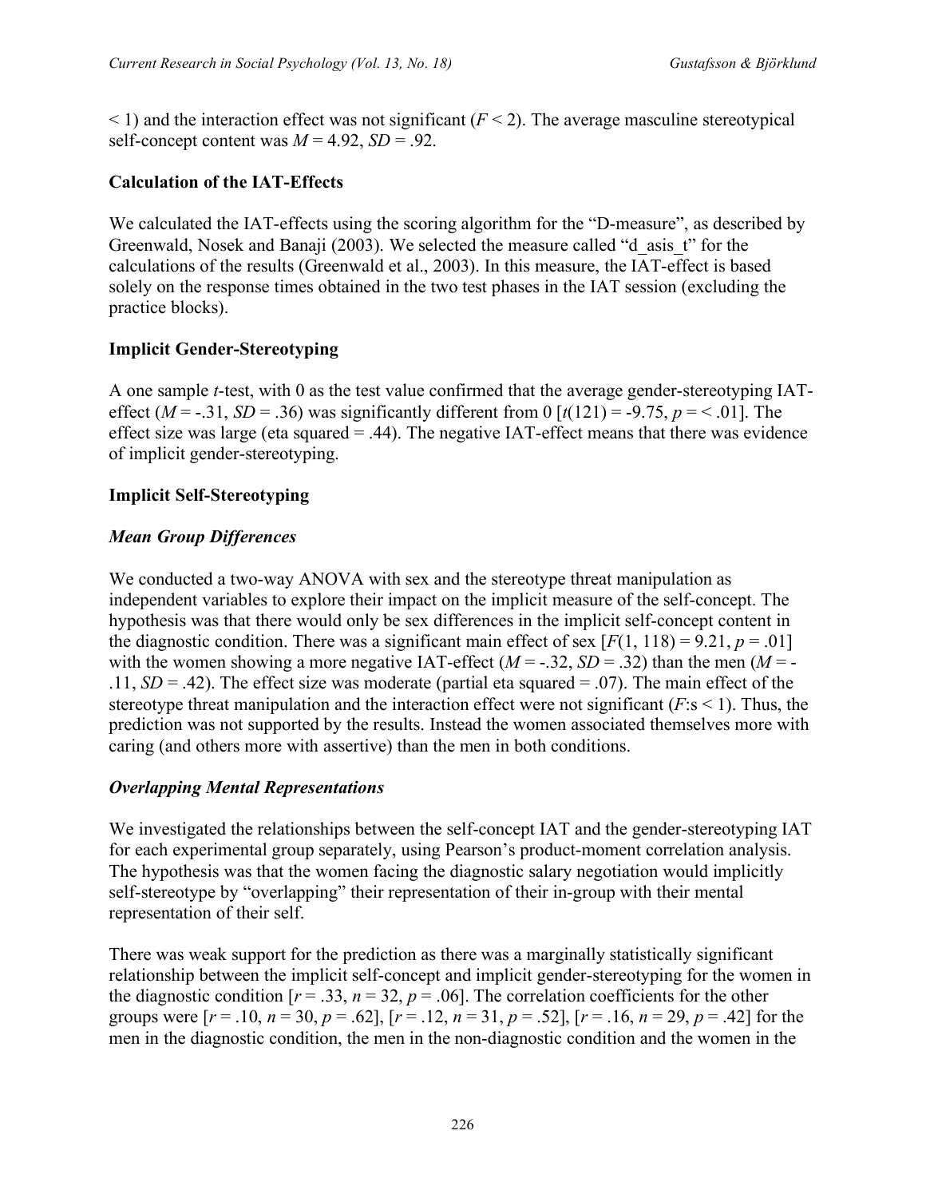< 1) and the interaction effect was not significant ($F < 2$). The average masculine stereotypical self-concept content was $M = 4.92$, $SD = .92$.

### Calculation of the IAT-Effects

We calculated the IAT-effects using the scoring algorithm for the "D-measure", as described by Greenwald, Nosek and Banaji (2003). We selected the measure called "d_asis_t" for the calculations of the results (Greenwald et al., 2003). In this measure, the IAT-effect is based solely on the response times obtained in the two test phases in the IAT session (excluding the practice blocks).

### Implicit Gender-Stereotyping

A one sample *t*-test, with 0 as the test value confirmed that the average gender-stereotyping IAT-effect ($M = -.31$, $SD = .36$) was significantly different from 0 [$t(121) = -9.75$, $p = < .01$]. The effect size was large (eta squared = .44). The negative IAT-effect means that there was evidence of implicit gender-stereotyping.

### Implicit Self-Stereotyping

#### *Mean Group Differences*

We conducted a two-way ANOVA with sex and the stereotype threat manipulation as independent variables to explore their impact on the implicit measure of the self-concept. The hypothesis was that there would only be sex differences in the implicit self-concept content in the diagnostic condition. There was a significant main effect of sex [$F(1, 118) = 9.21$, $p = .01$] with the women showing a more negative IAT-effect ($M = -.32$, $SD = .32$) than the men ($M = -.11$, $SD = .42$). The effect size was moderate (partial eta squared = .07). The main effect of the stereotype threat manipulation and the interaction effect were not significant ($F$:s $< 1$). Thus, the prediction was not supported by the results. Instead the women associated themselves more with caring (and others more with assertive) than the men in both conditions.

#### *Overlapping Mental Representations*

We investigated the relationships between the self-concept IAT and the gender-stereotyping IAT for each experimental group separately, using Pearson's product-moment correlation analysis. The hypothesis was that the women facing the diagnostic salary negotiation would implicitly self-stereotype by "overlapping" their representation of their in-group with their mental representation of their self.

There was weak support for the prediction as there was a marginally statistically significant relationship between the implicit self-concept and implicit gender-stereotyping for the women in the diagnostic condition [$r = .33$, $n = 32$, $p = .06$]. The correlation coefficients for the other groups were [$r = .10$, $n = 30$, $p = .62$], [$r = .12$, $n = 31$, $p = .52$], [$r = .16$, $n = 29$, $p = .42$] for the men in the diagnostic condition, the men in the non-diagnostic condition and the women in the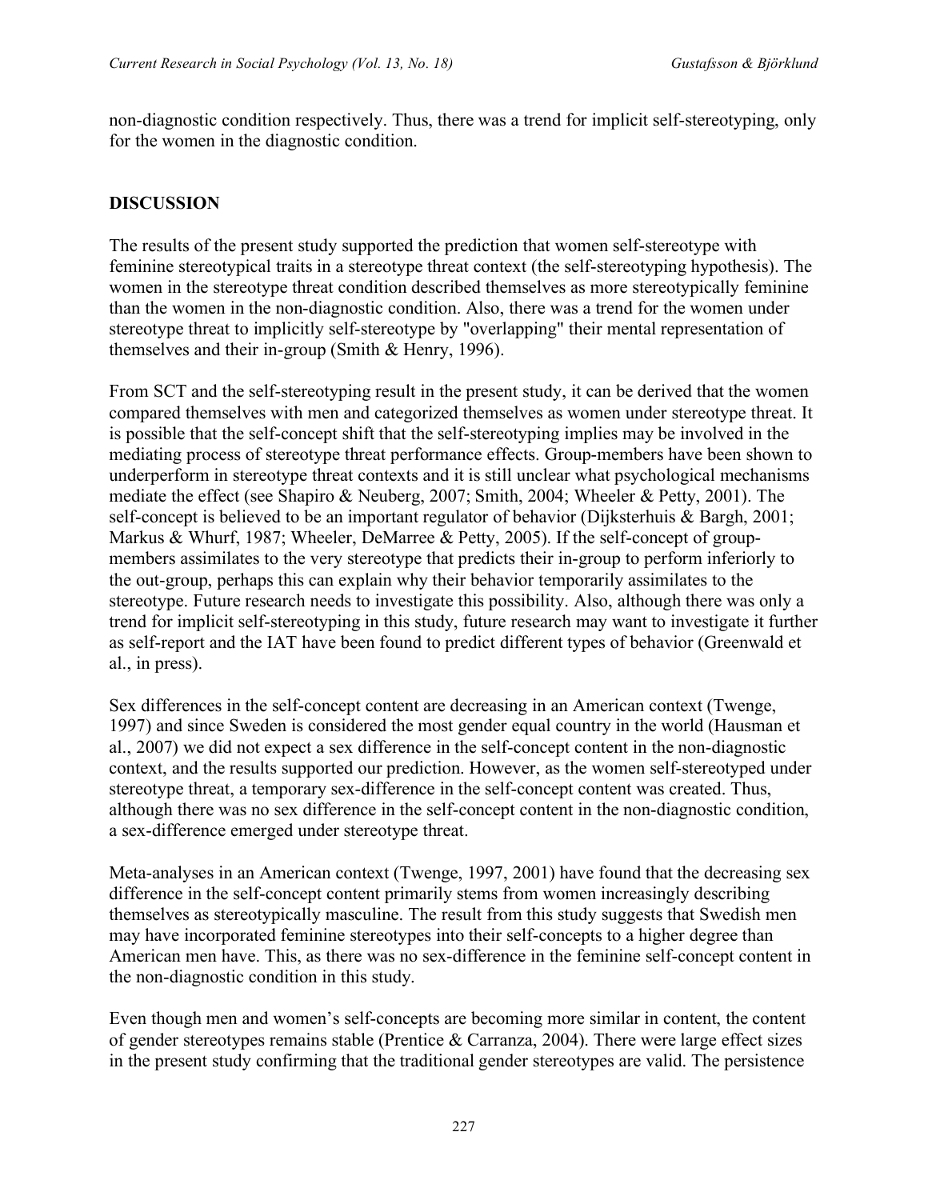non-diagnostic condition respectively. Thus, there was a trend for implicit self-stereotyping, only for the women in the diagnostic condition.

## DISCUSSION

The results of the present study supported the prediction that women self-stereotype with feminine stereotypical traits in a stereotype threat context (the self-stereotyping hypothesis). The women in the stereotype threat condition described themselves as more stereotypically feminine than the women in the non-diagnostic condition. Also, there was a trend for the women under stereotype threat to implicitly self-stereotype by "overlapping" their mental representation of themselves and their in-group (Smith & Henry, 1996).

From SCT and the self-stereotyping result in the present study, it can be derived that the women compared themselves with men and categorized themselves as women under stereotype threat. It is possible that the self-concept shift that the self-stereotyping implies may be involved in the mediating process of stereotype threat performance effects. Group-members have been shown to underperform in stereotype threat contexts and it is still unclear what psychological mechanisms mediate the effect (see Shapiro & Neuberg, 2007; Smith, 2004; Wheeler & Petty, 2001). The self-concept is believed to be an important regulator of behavior (Dijksterhuis & Bargh, 2001; Markus & Whurf, 1987; Wheeler, DeMarree & Petty, 2005). If the self-concept of group-members assimilates to the very stereotype that predicts their in-group to perform inferiorly to the out-group, perhaps this can explain why their behavior temporarily assimilates to the stereotype. Future research needs to investigate this possibility. Also, although there was only a trend for implicit self-stereotyping in this study, future research may want to investigate it further as self-report and the IAT have been found to predict different types of behavior (Greenwald et al., in press).

Sex differences in the self-concept content are decreasing in an American context (Twenge, 1997) and since Sweden is considered the most gender equal country in the world (Hausman et al., 2007) we did not expect a sex difference in the self-concept content in the non-diagnostic context, and the results supported our prediction. However, as the women self-stereotyped under stereotype threat, a temporary sex-difference in the self-concept content was created. Thus, although there was no sex difference in the self-concept content in the non-diagnostic condition, a sex-difference emerged under stereotype threat.

Meta-analyses in an American context (Twenge, 1997, 2001) have found that the decreasing sex difference in the self-concept content primarily stems from women increasingly describing themselves as stereotypically masculine. The result from this study suggests that Swedish men may have incorporated feminine stereotypes into their self-concepts to a higher degree than American men have. This, as there was no sex-difference in the feminine self-concept content in the non-diagnostic condition in this study.

Even though men and women's self-concepts are becoming more similar in content, the content of gender stereotypes remains stable (Prentice & Carranza, 2004). There were large effect sizes in the present study confirming that the traditional gender stereotypes are valid. The persistence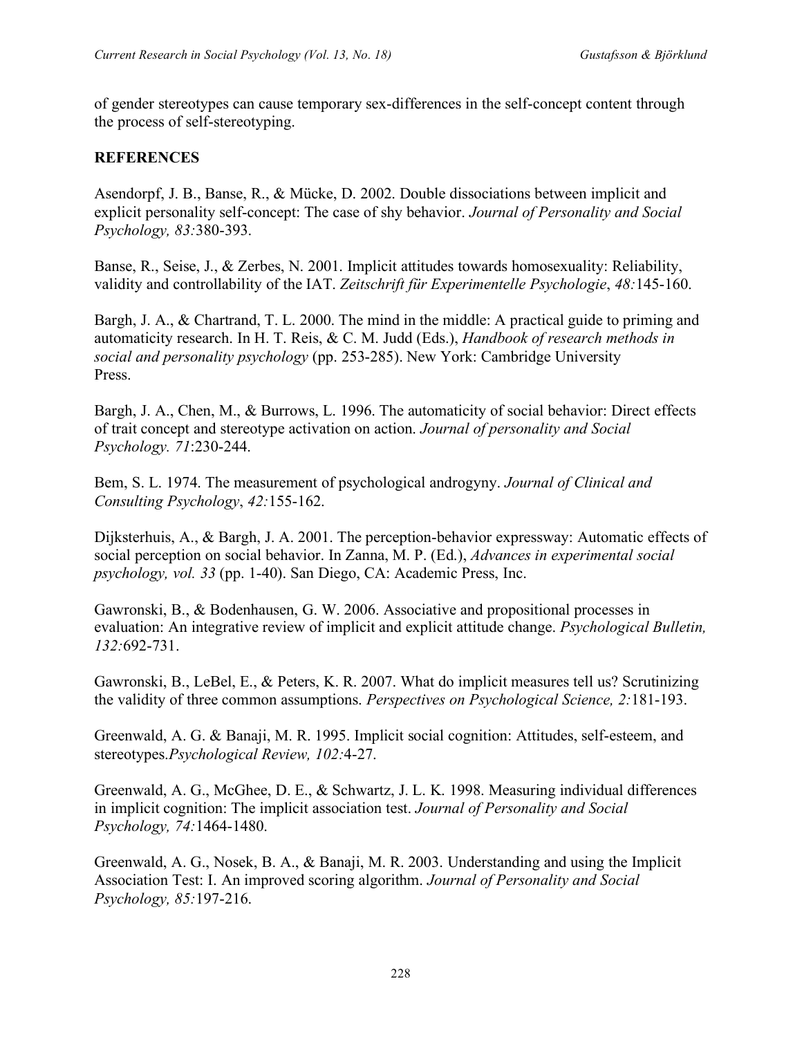of gender stereotypes can cause temporary sex-differences in the self-concept content through the process of self-stereotyping.

## REFERENCES

Asendorpf, J. B., Banse, R., & Mücke, D. 2002. Double dissociations between implicit and explicit personality self-concept: The case of shy behavior. *Journal of Personality and Social Psychology, 83:*380-393.

Banse, R., Seise, J., & Zerbes, N. 2001. Implicit attitudes towards homosexuality: Reliability, validity and controllability of the IAT. *Zeitschrift für Experimentelle Psychologie*, *48:*145-160.

Bargh, J. A., & Chartrand, T. L. 2000. The mind in the middle: A practical guide to priming and automaticity research. In H. T. Reis, & C. M. Judd (Eds.), *Handbook of research methods in social and personality psychology* (pp. 253-285). New York: Cambridge University Press.

Bargh, J. A., Chen, M., & Burrows, L. 1996. The automaticity of social behavior: Direct effects of trait concept and stereotype activation on action. *Journal of personality and Social Psychology. 71*:230-244.

Bem, S. L. 1974. The measurement of psychological androgyny. *Journal of Clinical and Consulting Psychology*, *42:*155-162.

Dijksterhuis, A., & Bargh, J. A. 2001. The perception-behavior expressway: Automatic effects of social perception on social behavior. In Zanna, M. P. (Ed.), *Advances in experimental social psychology, vol. 33* (pp. 1-40). San Diego, CA: Academic Press, Inc.

Gawronski, B., & Bodenhausen, G. W. 2006. Associative and propositional processes in evaluation: An integrative review of implicit and explicit attitude change. *Psychological Bulletin, 132:*692-731.

Gawronski, B., LeBel, E., & Peters, K. R. 2007. What do implicit measures tell us? Scrutinizing the validity of three common assumptions. *Perspectives on Psychological Science, 2:*181-193.

Greenwald, A. G. & Banaji, M. R. 1995. Implicit social cognition: Attitudes, self-esteem, and stereotypes.*Psychological Review, 102:*4-27.

Greenwald, A. G., McGhee, D. E., & Schwartz, J. L. K. 1998. Measuring individual differences in implicit cognition: The implicit association test. *Journal of Personality and Social Psychology, 74:*1464-1480.

Greenwald, A. G., Nosek, B. A., & Banaji, M. R. 2003. Understanding and using the Implicit Association Test: I. An improved scoring algorithm. *Journal of Personality and Social Psychology, 85:*197-216.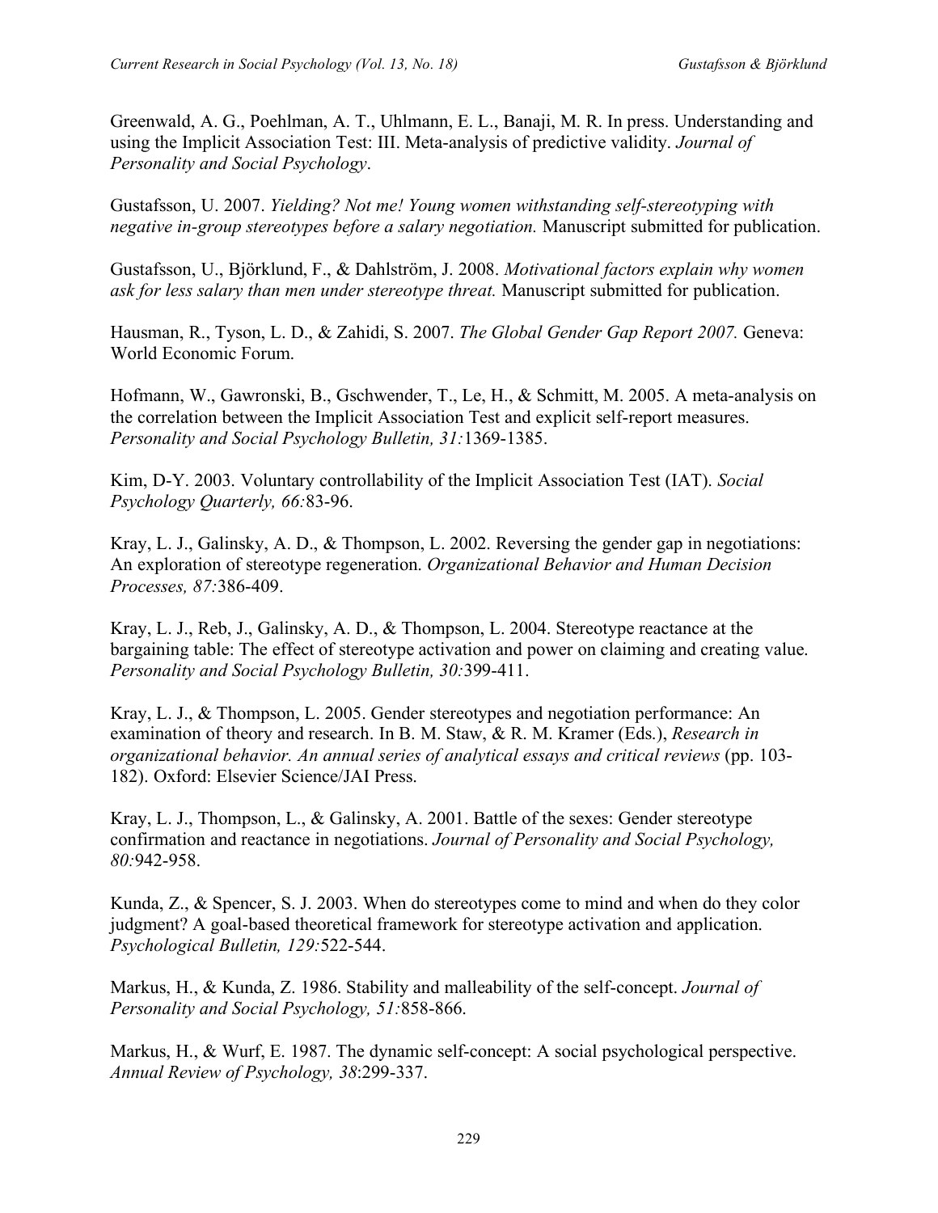Greenwald, A. G., Poehlman, A. T., Uhlmann, E. L., Banaji, M. R. In press. Understanding and using the Implicit Association Test: III. Meta-analysis of predictive validity. *Journal of Personality and Social Psychology*.

Gustafsson, U. 2007. *Yielding? Not me! Young women withstanding self-stereotyping with negative in-group stereotypes before a salary negotiation.* Manuscript submitted for publication.

Gustafsson, U., Björklund, F., & Dahlström, J. 2008. *Motivational factors explain why women ask for less salary than men under stereotype threat.* Manuscript submitted for publication.

Hausman, R., Tyson, L. D., & Zahidi, S. 2007. *The Global Gender Gap Report 2007.* Geneva: World Economic Forum.

Hofmann, W., Gawronski, B., Gschwender, T., Le, H., & Schmitt, M. 2005. A meta-analysis on the correlation between the Implicit Association Test and explicit self-report measures. *Personality and Social Psychology Bulletin, 31:*1369-1385.

Kim, D-Y. 2003. Voluntary controllability of the Implicit Association Test (IAT). *Social Psychology Quarterly, 66:*83-96.

Kray, L. J., Galinsky, A. D., & Thompson, L. 2002. Reversing the gender gap in negotiations: An exploration of stereotype regeneration. *Organizational Behavior and Human Decision Processes, 87:*386-409.

Kray, L. J., Reb, J., Galinsky, A. D., & Thompson, L. 2004. Stereotype reactance at the bargaining table: The effect of stereotype activation and power on claiming and creating value. *Personality and Social Psychology Bulletin, 30:*399-411.

Kray, L. J., & Thompson, L. 2005. Gender stereotypes and negotiation performance: An examination of theory and research. In B. M. Staw, & R. M. Kramer (Eds.), *Research in organizational behavior. An annual series of analytical essays and critical reviews* (pp. 103-182). Oxford: Elsevier Science/JAI Press.

Kray, L. J., Thompson, L., & Galinsky, A. 2001. Battle of the sexes: Gender stereotype confirmation and reactance in negotiations. *Journal of Personality and Social Psychology, 80:*942-958.

Kunda, Z., & Spencer, S. J. 2003. When do stereotypes come to mind and when do they color judgment? A goal-based theoretical framework for stereotype activation and application. *Psychological Bulletin, 129:*522-544.

Markus, H., & Kunda, Z. 1986. Stability and malleability of the self-concept. *Journal of Personality and Social Psychology, 51:*858-866.

Markus, H., & Wurf, E. 1987. The dynamic self-concept: A social psychological perspective. *Annual Review of Psychology, 38*:299-337.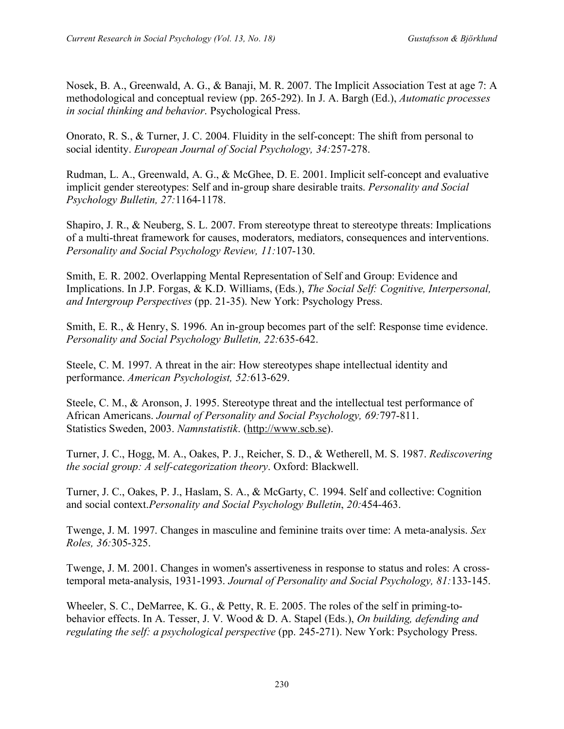Nosek, B. A., Greenwald, A. G., & Banaji, M. R. 2007. The Implicit Association Test at age 7: A methodological and conceptual review (pp. 265-292). In J. A. Bargh (Ed.), *Automatic processes in social thinking and behavior*. Psychological Press.

Onorato, R. S., & Turner, J. C. 2004. Fluidity in the self-concept: The shift from personal to social identity. *European Journal of Social Psychology, 34:*257-278.

Rudman, L. A., Greenwald, A. G., & McGhee, D. E. 2001. Implicit self-concept and evaluative implicit gender stereotypes: Self and in-group share desirable traits. *Personality and Social Psychology Bulletin, 27:*1164-1178.

Shapiro, J. R., & Neuberg, S. L. 2007. From stereotype threat to stereotype threats: Implications of a multi-threat framework for causes, moderators, mediators, consequences and interventions. *Personality and Social Psychology Review, 11:*107-130.

Smith, E. R. 2002. Overlapping Mental Representation of Self and Group: Evidence and Implications. In J.P. Forgas, & K.D. Williams, (Eds.), *The Social Self: Cognitive, Interpersonal, and Intergroup Perspectives* (pp. 21-35). New York: Psychology Press.

Smith, E. R., & Henry, S. 1996. An in-group becomes part of the self: Response time evidence. *Personality and Social Psychology Bulletin, 22:*635-642.

Steele, C. M. 1997. A threat in the air: How stereotypes shape intellectual identity and performance. *American Psychologist, 52:*613-629.

Steele, C. M., & Aronson, J. 1995. Stereotype threat and the intellectual test performance of African Americans. *Journal of Personality and Social Psychology, 69:*797-811.

Statistics Sweden, 2003. *Namnstatistik*. (http://www.scb.se).

Turner, J. C., Hogg, M. A., Oakes, P. J., Reicher, S. D., & Wetherell, M. S. 1987. *Rediscovering the social group: A self-categorization theory*. Oxford: Blackwell.

Turner, J. C., Oakes, P. J., Haslam, S. A., & McGarty, C. 1994. Self and collective: Cognition and social context.*Personality and Social Psychology Bulletin*, *20:*454-463.

Twenge, J. M. 1997. Changes in masculine and feminine traits over time: A meta-analysis. *Sex Roles, 36:*305-325.

Twenge, J. M. 2001. Changes in women's assertiveness in response to status and roles: A cross-temporal meta-analysis, 1931-1993. *Journal of Personality and Social Psychology, 81:*133-145.

Wheeler, S. C., DeMarree, K. G., & Petty, R. E. 2005. The roles of the self in priming-to-behavior effects. In A. Tesser, J. V. Wood & D. A. Stapel (Eds.), *On building, defending and regulating the self: a psychological perspective* (pp. 245-271). New York: Psychology Press.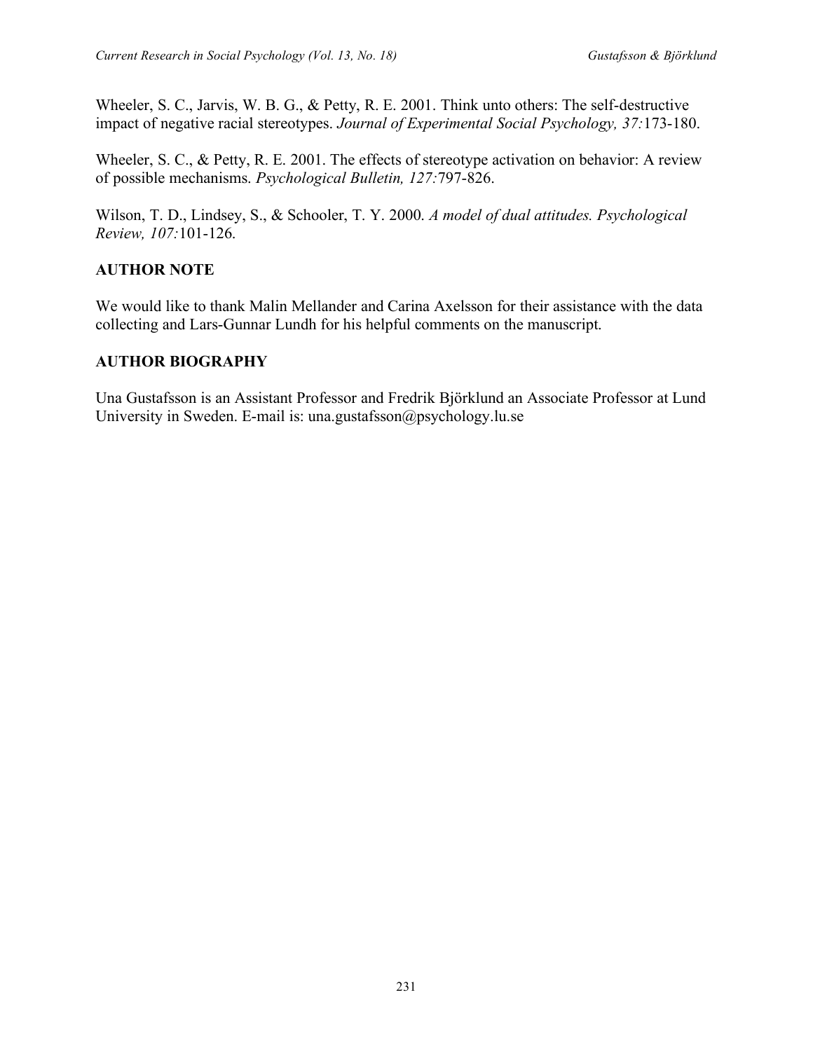Wheeler, S. C., Jarvis, W. B. G., & Petty, R. E. 2001. Think unto others: The self-destructive impact of negative racial stereotypes. *Journal of Experimental Social Psychology, 37:*173-180.

Wheeler, S. C., & Petty, R. E. 2001. The effects of stereotype activation on behavior: A review of possible mechanisms. *Psychological Bulletin, 127:*797-826.

Wilson, T. D., Lindsey, S., & Schooler, T. Y. 2000. *A model of dual attitudes. Psychological Review, 107:*101-126.

## AUTHOR NOTE

We would like to thank Malin Mellander and Carina Axelsson for their assistance with the data collecting and Lars-Gunnar Lundh for his helpful comments on the manuscript.

## AUTHOR BIOGRAPHY

Una Gustafsson is an Assistant Professor and Fredrik Björklund an Associate Professor at Lund University in Sweden. E-mail is: una.gustafsson@psychology.lu.se